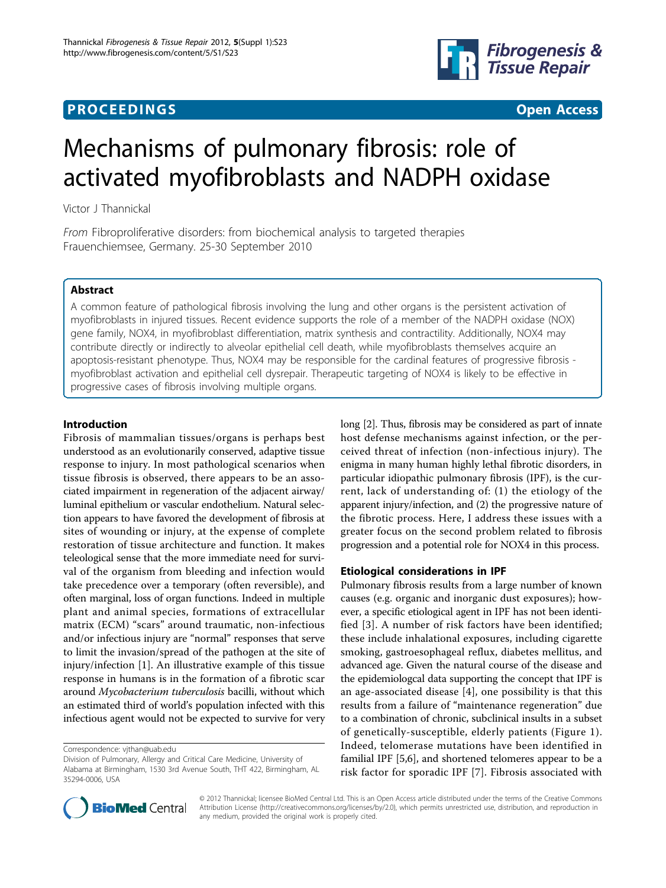**PROCEEDINGS** **Open Access**

# Mechanisms of pulmonary fibrosis: role of activated myofibroblasts and NADPH oxidase

Victor J Thannickal

*From* Fibroproliferative disorders: from biochemical analysis to targeted therapies
Frauenchiemsee, Germany. 25-30 September 2010

## Abstract

A common feature of pathological fibrosis involving the lung and other organs is the persistent activation of myofibroblasts in injured tissues. Recent evidence supports the role of a member of the NADPH oxidase (NOX) gene family, NOX4, in myofibroblast differentiation, matrix synthesis and contractility. Additionally, NOX4 may contribute directly or indirectly to alveolar epithelial cell death, while myofibroblasts themselves acquire an apoptosis-resistant phenotype. Thus, NOX4 may be responsible for the cardinal features of progressive fibrosis - myofibroblast activation and epithelial cell dysrepair. Therapeutic targeting of NOX4 is likely to be effective in progressive cases of fibrosis involving multiple organs.

## Introduction

Fibrosis of mammalian tissues/organs is perhaps best understood as an evolutionarily conserved, adaptive tissue response to injury. In most pathological scenarios when tissue fibrosis is observed, there appears to be an associated impairment in regeneration of the adjacent airway/luminal epithelium or vascular endothelium. Natural selection appears to have favored the development of fibrosis at sites of wounding or injury, at the expense of complete restoration of tissue architecture and function. It makes teleological sense that the more immediate need for survival of the organism from bleeding and infection would take precedence over a temporary (often reversible), and often marginal, loss of organ functions. Indeed in multiple plant and animal species, formations of extracellular matrix (ECM) "scars" around traumatic, non-infectious and/or infectious injury are "normal" responses that serve to limit the invasion/spread of the pathogen at the site of injury/infection [1]. An illustrative example of this tissue response in humans is in the formation of a fibrotic scar around *Mycobacterium tuberculosis* bacilli, without which an estimated third of world's population infected with this infectious agent would not be expected to survive for very long [2]. Thus, fibrosis may be considered as part of innate host defense mechanisms against infection, or the perceived threat of infection (non-infectious injury). The enigma in many human highly lethal fibrotic disorders, in particular idiopathic pulmonary fibrosis (IPF), is the current, lack of understanding of: (1) the etiology of the apparent injury/infection, and (2) the progressive nature of the fibrotic process. Here, I address these issues with a greater focus on the second problem related to fibrosis progression and a potential role for NOX4 in this process.

Correspondence: vjthan@uab.edu
Division of Pulmonary, Allergy and Critical Care Medicine, University of Alabama at Birmingham, 1530 3rd Avenue South, THT 422, Birmingham, AL 35294-0006, USA

## Etiological considerations in IPF

Pulmonary fibrosis results from a large number of known causes (e.g. organic and inorganic dust exposures); however, a specific etiological agent in IPF has not been identified [3]. A number of risk factors have been identified; these include inhalational exposures, including cigarette smoking, gastroesophageal reflux, diabetes mellitus, and advanced age. Given the natural course of the disease and the epidemiologcal data supporting the concept that IPF is an age-associated disease [4], one possibility is that this results from a failure of "maintenance regeneration" due to a combination of chronic, subclinical insults in a subset of genetically-susceptible, elderly patients (Figure 1). Indeed, telomerase mutations have been identified in familial IPF [5,6], and shortened telomeres appear to be a risk factor for sporadic IPF [7]. Fibrosis associated with

© 2012 Thannickal; licensee BioMed Central Ltd. This is an Open Access article distributed under the terms of the Creative Commons Attribution License (http://creativecommons.org/licenses/by/2.0), which permits unrestricted use, distribution, and reproduction in any medium, provided the original work is properly cited.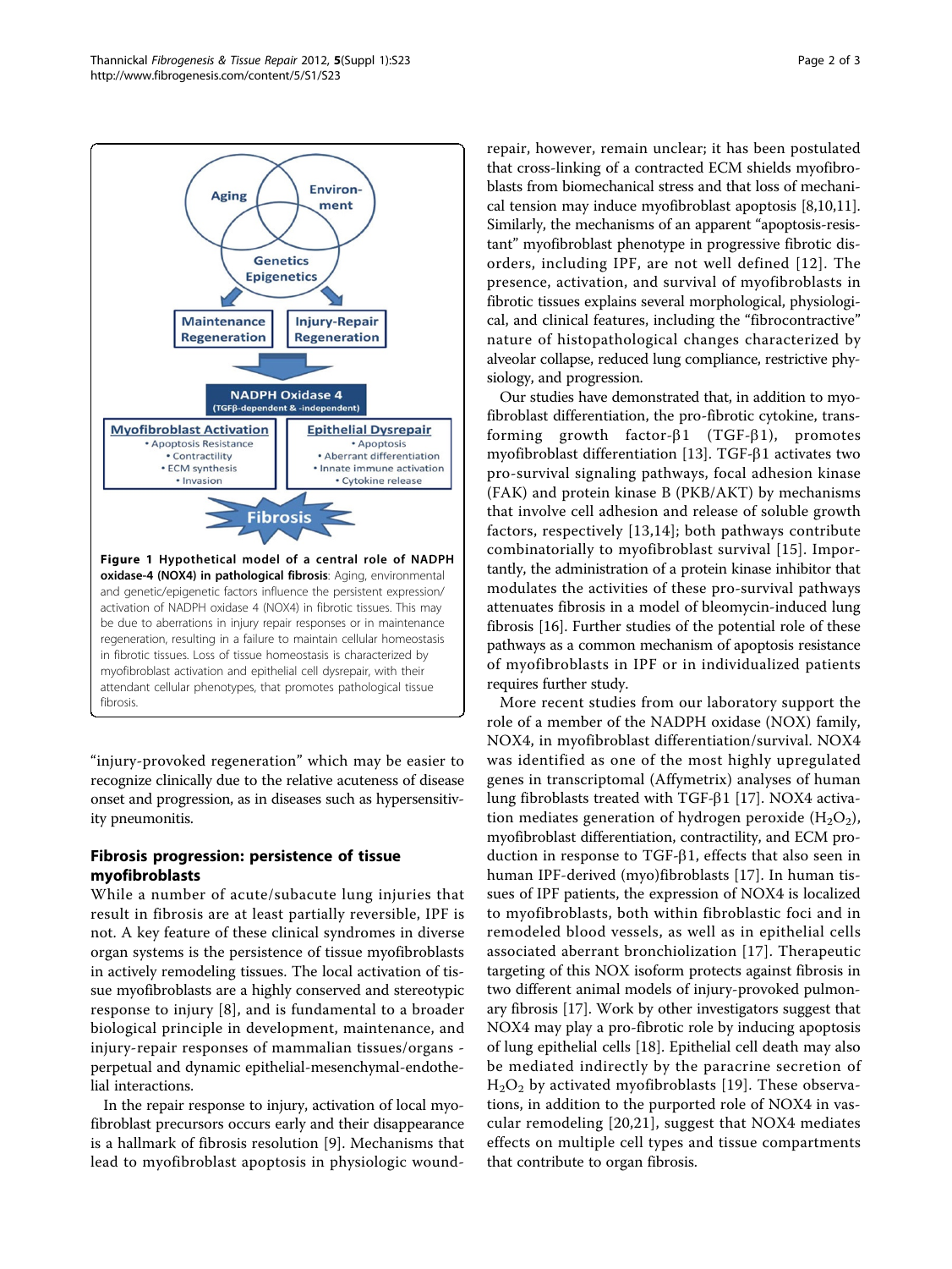**Figure 1 Hypothetical model of a central role of NADPH oxidase-4 (NOX4) in pathological fibrosis**: Aging, environmental and genetic/epigenetic factors influence the persistent expression/activation of NADPH oxidase 4 (NOX4) in fibrotic tissues. This may be due to aberrations in injury repair responses or in maintenance regeneration, resulting in a failure to maintain cellular homeostasis in fibrotic tissues. Loss of tissue homeostasis is characterized by myofibroblast activation and epithelial cell dysrepair, with their attendant cellular phenotypes, that promotes pathological tissue fibrosis.

"injury-provoked regeneration" which may be easier to recognize clinically due to the relative acuteness of disease onset and progression, as in diseases such as hypersensitivity pneumonitis.

## Fibrosis progression: persistence of tissue myofibroblasts

While a number of acute/subacute lung injuries that result in fibrosis are at least partially reversible, IPF is not. A key feature of these clinical syndromes in diverse organ systems is the persistence of tissue myofibroblasts in actively remodeling tissues. The local activation of tissue myofibroblasts are a highly conserved and stereotypic response to injury [8], and is fundamental to a broader biological principle in development, maintenance, and injury-repair responses of mammalian tissues/organs - perpetual and dynamic epithelial-mesenchymal-endothelial interactions.

In the repair response to injury, activation of local myofibroblast precursors occurs early and their disappearance is a hallmark of fibrosis resolution [9]. Mechanisms that lead to myofibroblast apoptosis in physiologic wound-repair, however, remain unclear; it has been postulated that cross-linking of a contracted ECM shields myofibroblasts from biomechanical stress and that loss of mechanical tension may induce myofibroblast apoptosis [8,10,11]. Similarly, the mechanisms of an apparent "apoptosis-resistant" myofibroblast phenotype in progressive fibrotic disorders, including IPF, are not well defined [12]. The presence, activation, and survival of myofibroblasts in fibrotic tissues explains several morphological, physiological, and clinical features, including the "fibrocontractive" nature of histopathological changes characterized by alveolar collapse, reduced lung compliance, restrictive physiology, and progression.

Our studies have demonstrated that, in addition to myofibroblast differentiation, the pro-fibrotic cytokine, transforming growth factor-β1 (TGF-β1), promotes myofibroblast differentiation [13]. TGF-β1 activates two pro-survival signaling pathways, focal adhesion kinase (FAK) and protein kinase B (PKB/AKT) by mechanisms that involve cell adhesion and release of soluble growth factors, respectively [13,14]; both pathways contribute combinatorially to myofibroblast survival [15]. Importantly, the administration of a protein kinase inhibitor that modulates the activities of these pro-survival pathways attenuates fibrosis in a model of bleomycin-induced lung fibrosis [16]. Further studies of the potential role of these pathways as a common mechanism of apoptosis resistance of myofibroblasts in IPF or in individualized patients requires further study.

More recent studies from our laboratory support the role of a member of the NADPH oxidase (NOX) family, NOX4, in myofibroblast differentiation/survival. NOX4 was identified as one of the most highly upregulated genes in transcriptomal (Affymetrix) analyses of human lung fibroblasts treated with TGF-β1 [17]. NOX4 activation mediates generation of hydrogen peroxide ($H_2O_2$), myofibroblast differentiation, contractility, and ECM production in response to TGF-β1, effects that also seen in human IPF-derived (myo)fibroblasts [17]. In human tissues of IPF patients, the expression of NOX4 is localized to myofibroblasts, both within fibroblastic foci and in remodeled blood vessels, as well as in epithelial cells associated aberrant bronchiolization [17]. Therapeutic targeting of this NOX isoform protects against fibrosis in two different animal models of injury-provoked pulmonary fibrosis [17]. Work by other investigators suggest that NOX4 may play a pro-fibrotic role by inducing apoptosis of lung epithelial cells [18]. Epithelial cell death may also be mediated indirectly by the paracrine secretion of $H_2O_2$ by activated myofibroblasts [19]. These observations, in addition to the purported role of NOX4 in vascular remodeling [20,21], suggest that NOX4 mediates effects on multiple cell types and tissue compartments that contribute to organ fibrosis.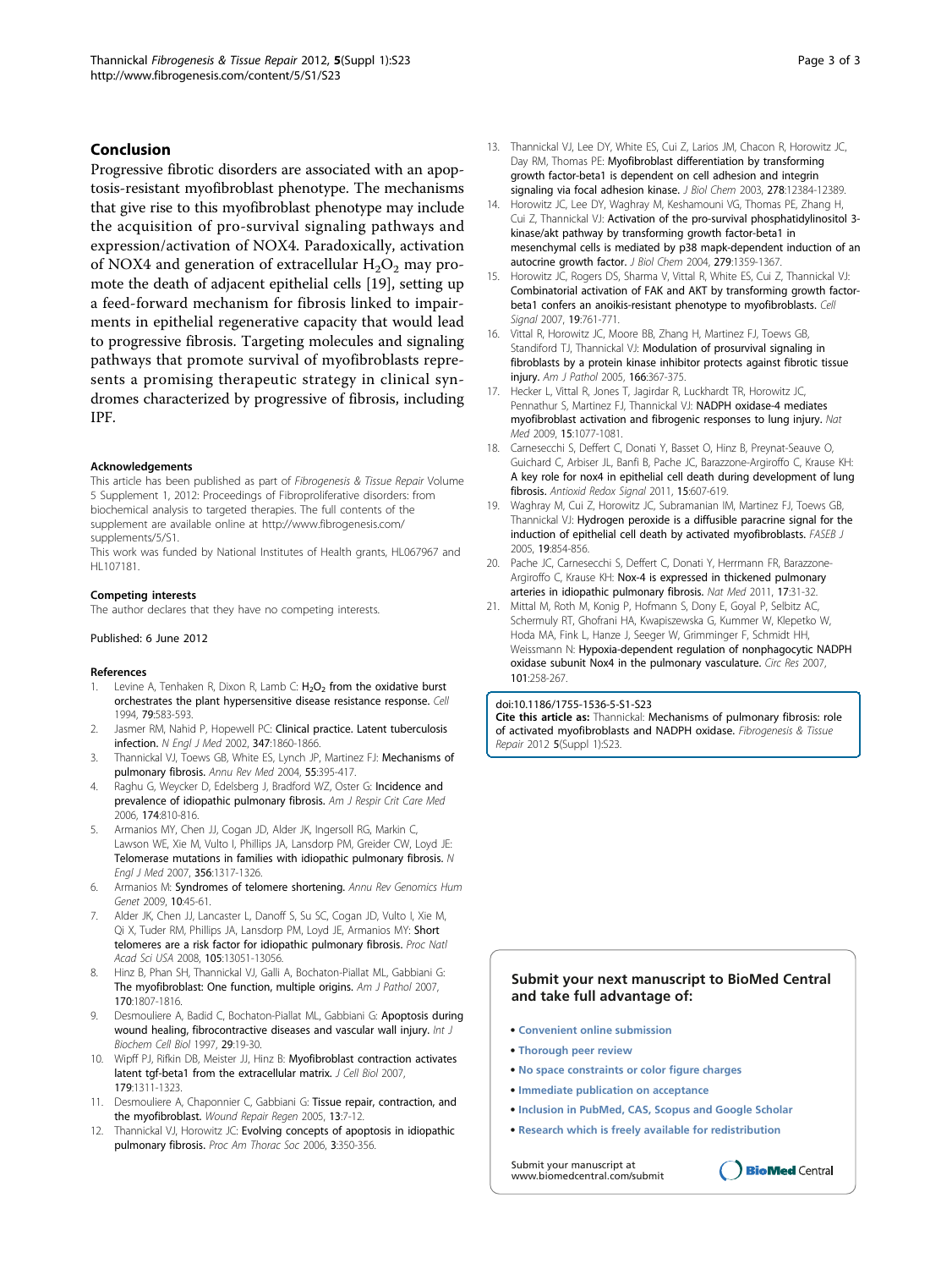## Conclusion

Progressive fibrotic disorders are associated with an apoptosis-resistant myofibroblast phenotype. The mechanisms that give rise to this myofibroblast phenotype may include the acquisition of pro-survival signaling pathways and expression/activation of NOX4. Paradoxically, activation of NOX4 and generation of extracellular $H_2O_2$ may promote the death of adjacent epithelial cells [19], setting up a feed-forward mechanism for fibrosis linked to impairments in epithelial regenerative capacity that would lead to progressive fibrosis. Targeting molecules and signaling pathways that promote survival of myofibroblasts represents a promising therapeutic strategy in clinical syndromes characterized by progressive of fibrosis, including IPF.

#### Acknowledgements

This article has been published as part of *Fibrogenesis & Tissue Repair* Volume 5 Supplement 1, 2012: Proceedings of Fibroproliferative disorders: from biochemical analysis to targeted therapies. The full contents of the supplement are available online at http://www.fibrogenesis.com/supplements/5/S1.

This work was funded by National Institutes of Health grants, HL067967 and HL107181.

#### Competing interests

The author declares that they have no competing interests.

Published: 6 June 2012

#### References

1. Levine A, Tenhaken R, Dixon R, Lamb C: **$H_2O_2$ from the oxidative burst orchestrates the plant hypersensitive disease resistance response.** *Cell* 1994, **79**:583-593.
2. Jasmer RM, Nahid P, Hopewell PC: **Clinical practice. Latent tuberculosis infection.** *N Engl J Med* 2002, **347**:1860-1866.
3. Thannickal VJ, Toews GB, White ES, Lynch JP, Martinez FJ: **Mechanisms of pulmonary fibrosis.** *Annu Rev Med* 2004, **55**:395-417.
4. Raghu G, Weycker D, Edelsberg J, Bradford WZ, Oster G: **Incidence and prevalence of idiopathic pulmonary fibrosis.** *Am J Respir Crit Care Med* 2006, **174**:810-816.
5. Armanios MY, Chen JJ, Cogan JD, Alder JK, Ingersoll RG, Markin C, Lawson WE, Xie M, Vulto I, Phillips JA, Lansdorp PM, Greider CW, Loyd JE: **Telomerase mutations in families with idiopathic pulmonary fibrosis.** *N Engl J Med* 2007, **356**:1317-1326.
6. Armanios M: **Syndromes of telomere shortening.** *Annu Rev Genomics Hum Genet* 2009, **10**:45-61.
7. Alder JK, Chen JJ, Lancaster L, Danoff S, Su SC, Cogan JD, Vulto I, Xie M, Qi X, Tuder RM, Phillips JA, Lansdorp PM, Loyd JE, Armanios MY: **Short telomeres are a risk factor for idiopathic pulmonary fibrosis.** *Proc Natl Acad Sci USA* 2008, **105**:13051-13056.
8. Hinz B, Phan SH, Thannickal VJ, Galli A, Bochaton-Piallat ML, Gabbiani G: **The myofibroblast: One function, multiple origins.** *Am J Pathol* 2007, **170**:1807-1816.
9. Desmouliere A, Badid C, Bochaton-Piallat ML, Gabbiani G: **Apoptosis during wound healing, fibrocontractive diseases and vascular wall injury.** *Int J Biochem Cell Biol* 1997, **29**:19-30.
10. Wipff PJ, Rifkin DB, Meister JJ, Hinz B: **Myofibroblast contraction activates latent tgf-beta1 from the extracellular matrix.** *J Cell Biol* 2007, **179**:1311-1323.
11. Desmouliere A, Chaponnier C, Gabbiani G: **Tissue repair, contraction, and the myofibroblast.** *Wound Repair Regen* 2005, **13**:7-12.
12. Thannickal VJ, Horowitz JC: **Evolving concepts of apoptosis in idiopathic pulmonary fibrosis.** *Proc Am Thorac Soc* 2006, **3**:350-356.
13. Thannickal VJ, Lee DY, White ES, Cui Z, Larios JM, Chacon R, Horowitz JC, Day RM, Thomas PE: **Myofibroblast differentiation by transforming growth factor-beta1 is dependent on cell adhesion and integrin signaling via focal adhesion kinase.** *J Biol Chem* 2003, **278**:12384-12389.
14. Horowitz JC, Lee DY, Waghray M, Keshamouni VG, Thomas PE, Zhang H, Cui Z, Thannickal VJ: **Activation of the pro-survival phosphatidylinositol 3-kinase/akt pathway by transforming growth factor-beta1 in mesenchymal cells is mediated by p38 mapk-dependent induction of an autocrine growth factor.** *J Biol Chem* 2004, **279**:1359-1367.
15. Horowitz JC, Rogers DS, Sharma V, Vittal R, White ES, Cui Z, Thannickal VJ: **Combinatorial activation of FAK and AKT by transforming growth factor-beta1 confers an anoikis-resistant phenotype to myofibroblasts.** *Cell Signal* 2007, **19**:761-771.
16. Vittal R, Horowitz JC, Moore BB, Zhang H, Martinez FJ, Toews GB, Standiford TJ, Thannickal VJ: **Modulation of prosurvival signaling in fibroblasts by a protein kinase inhibitor protects against fibrotic tissue injury.** *Am J Pathol* 2005, **166**:367-375.
17. Hecker L, Vittal R, Jones T, Jagirdar R, Luckhardt TR, Horowitz JC, Pennathur S, Martinez FJ, Thannickal VJ: **NADPH oxidase-4 mediates myofibroblast activation and fibrogenic responses to lung injury.** *Nat Med* 2009, **15**:1077-1081.
18. Carnesecchi S, Deffert C, Donati Y, Basset O, Hinz B, Preynat-Seauve O, Guichard C, Arbiser JL, Banfi B, Pache JC, Barazzone-Argiroffo C, Krause KH: **A key role for nox4 in epithelial cell death during development of lung fibrosis.** *Antioxid Redox Signal* 2011, **15**:607-619.
19. Waghray M, Cui Z, Horowitz JC, Subramanian IM, Martinez FJ, Toews GB, Thannickal VJ: **Hydrogen peroxide is a diffusible paracrine signal for the induction of epithelial cell death by activated myofibroblasts.** *FASEB J* 2005, **19**:854-856.
20. Pache JC, Carnesecchi S, Deffert C, Donati Y, Herrmann FR, Barazzone-Argiroffo C, Krause KH: **Nox-4 is expressed in thickened pulmonary arteries in idiopathic pulmonary fibrosis.** *Nat Med* 2011, **17**:31-32.
21. Mittal M, Roth M, Konig P, Hofmann S, Dony E, Goyal P, Selbitz AC, Schermuly RT, Ghofrani HA, Kwapiszewska G, Kummer W, Klepetko W, Hoda MA, Fink L, Hanze J, Seeger W, Grimminger F, Schmidt HH, Weissmann N: **Hypoxia-dependent regulation of nonphagocytic NADPH oxidase subunit Nox4 in the pulmonary vasculature.** *Circ Res* 2007, **101**:258-267.

doi:10.1186/1755-1536-5-S1-S23

**Cite this article as:** Thannickal: Mechanisms of pulmonary fibrosis: role of activated myofibroblasts and NADPH oxidase. *Fibrogenesis & Tissue Repair* 2012 **5**(Suppl 1):S23.

**Submit your next manuscript to BioMed Central and take full advantage of:**

- **Convenient online submission**
- **Thorough peer review**
- **No space constraints or color figure charges**
- **Immediate publication on acceptance**
- **Inclusion in PubMed, CAS, Scopus and Google Scholar**
- **Research which is freely available for redistribution**

Submit your manuscript at www.biomedcentral.com/submit

BioMed Central